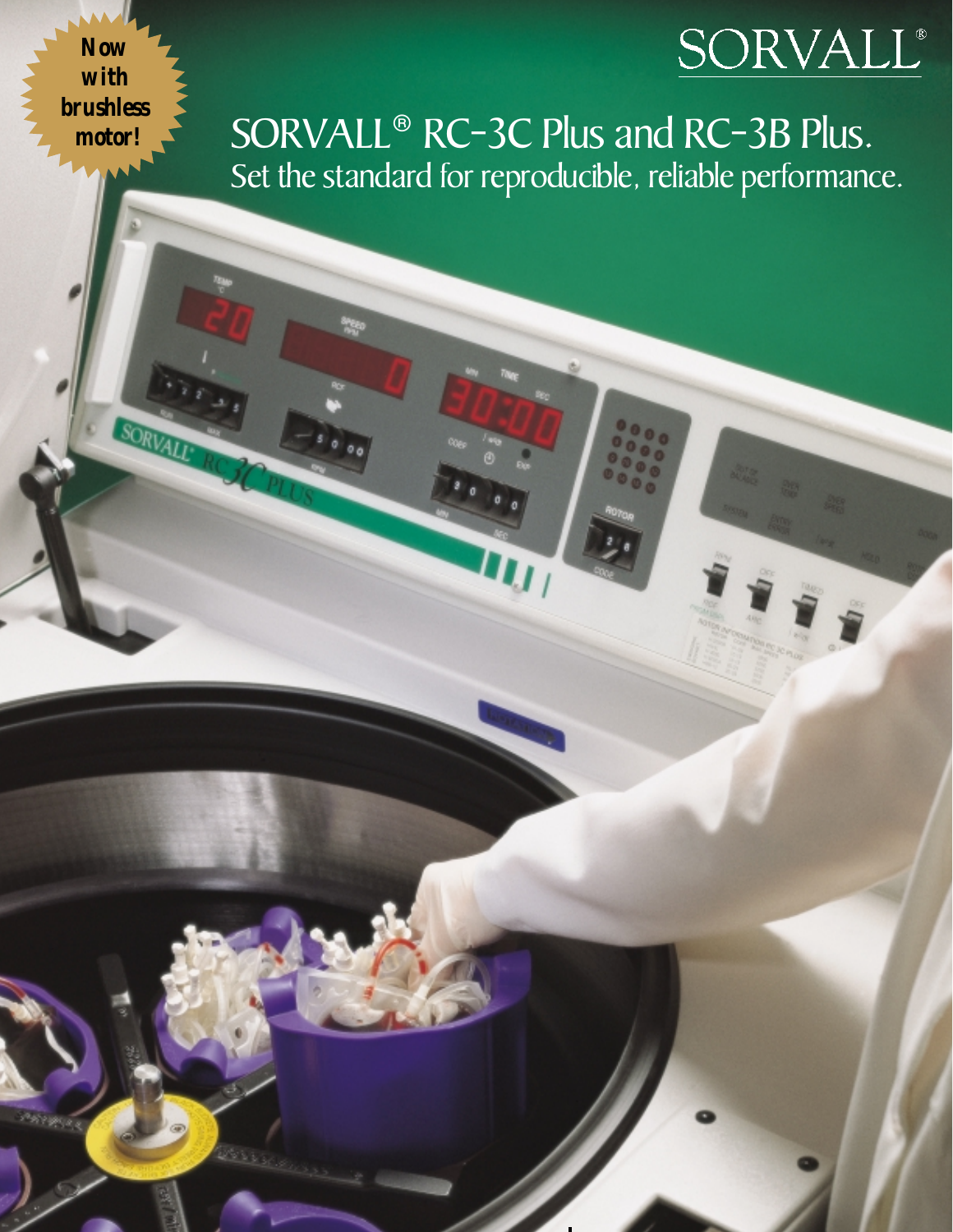SORVALL®

**Now with brushless motor!**

# SORVALL® RC-3C Plus and RC-3B Plus.

## Set the standard for reproducible, reliable performance.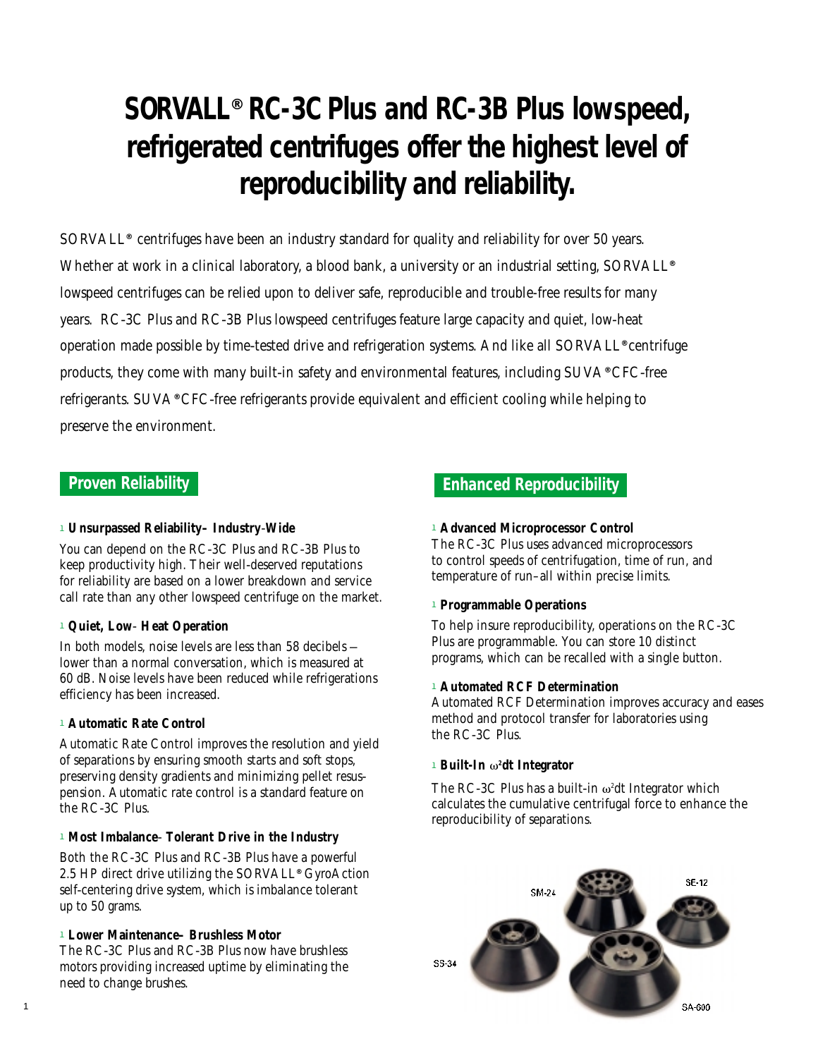# SORVALL® RC-3C Plus and RC-3B Plus lowspeed, refrigerated centrifuges offer the highest level of reproducibility and reliability.

SORVALL® centrifuges have been an industry standard for quality and reliability for over 50 years. Whether at work in a clinical laboratory, a blood bank, a university or an industrial setting, SORVALL® lowspeed centrifuges can be relied upon to deliver safe, reproducible and trouble-free results for many years. RC-3C Plus and RC-3B Plus lowspeed centrifuges feature large capacity and quiet, low-heat operation made possible by time-tested drive and refrigeration systems. And like all SORVALL® centrifuge products, they come with many built-in safety and environmental features, including SUVA® CFC-free refrigerants. SUVA® CFC-free refrigerants provide equivalent and efficient cooling while helping to preserve the environment.

## Proven Reliability

- **Unsurpassed Reliability– Industry-Wide**

You can depend on the RC-3C Plus and RC-3B Plus to keep productivity high. Their well-deserved reputations for reliability are based on a lower breakdown and service call rate than any other lowspeed centrifuge on the market.

- **Quiet, Low-Heat Operation**

In both models, noise levels are less than 58 decibels – lower than a normal conversation, which is measured at 60 dB. Noise levels have been reduced while refrigerations efficiency has been increased.

- **Automatic Rate Control**

Automatic Rate Control improves the resolution and yield of separations by ensuring smooth starts and soft stops, preserving density gradients and minimizing pellet resuspension. Automatic rate control is a standard feature on the RC-3C Plus.

- **Most Imbalance-Tolerant Drive in the Industry**

Both the RC-3C Plus and RC-3B Plus have a powerful 2.5 HP direct drive utilizing the SORVALL® GyroAction self-centering drive system, which is imbalance tolerant up to 50 grams.

- **Lower Maintenance– Brushless Motor**

The RC-3C Plus and RC-3B Plus now have brushless motors providing increased uptime by eliminating the need to change brushes.

## Enhanced Reproducibility

- **Advanced Microprocessor Control**

The RC-3C Plus uses advanced microprocessors to control speeds of centrifugation, time of run, and temperature of run–all within precise limits.

- **Programmable Operations**

To help insure reproducibility, operations on the RC-3C Plus are programmable. You can store 10 distinct programs, which can be recalled with a single button.

- **Automated RCF Determination**

Automated RCF Determination improves accuracy and eases method and protocol transfer for laboratories using the RC-3C Plus.

- **Built-In $\omega^2 dt$ Integrator**

The RC-3C Plus has a built-in $\omega^2 dt$ Integrator which calculates the cumulative centrifugal force to enhance the reproducibility of separations.

SM-24 SE-12 SS-34 SA-600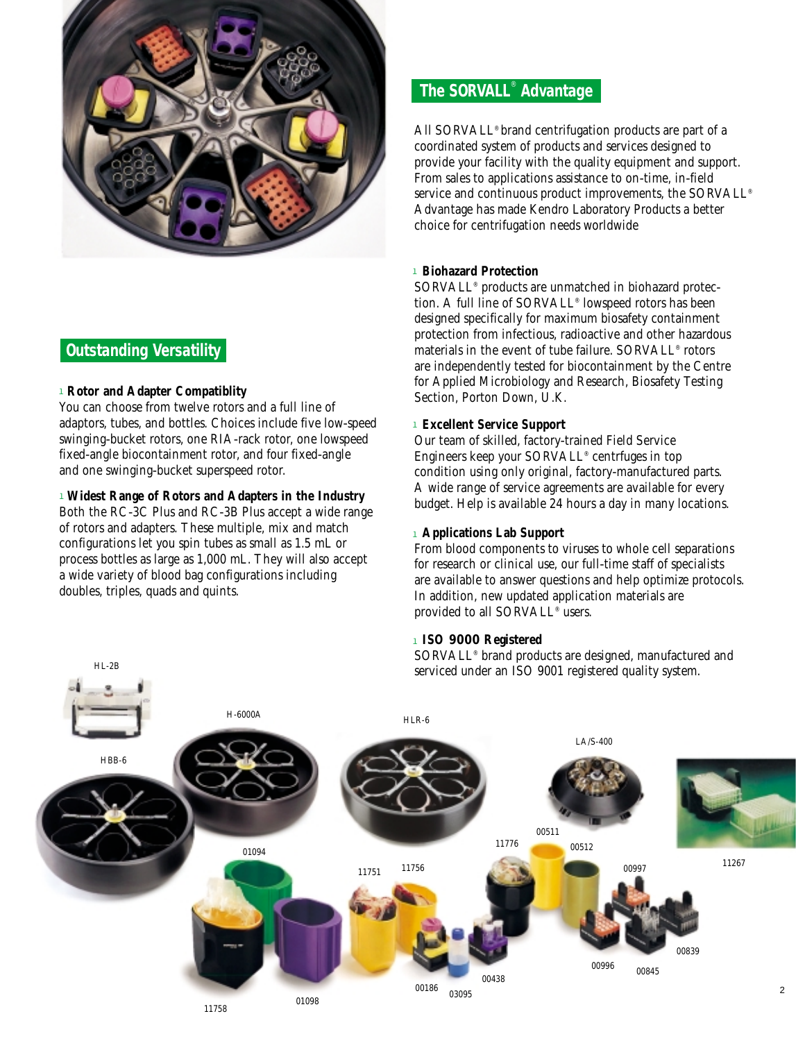## Outstanding Versatility

**Rotor and Adapter Compatiblity**
You can choose from twelve rotors and a full line of adaptors, tubes, and bottles. Choices include five low-speed swinging-bucket rotors, one RIA-rack rotor, one lowspeed fixed-angle biocontainment rotor, and four fixed-angle and one swinging-bucket superspeed rotor.

**Widest Range of Rotors and Adapters in the Industry**
Both the RC-3C Plus and RC-3B Plus accept a wide range of rotors and adapters. These multiple, mix and match configurations let you spin tubes as small as 1.5 mL or process bottles as large as 1,000 mL. They will also accept a wide variety of blood bag configurations including doubles, triples, quads and quints.

## The SORVALL® Advantage

All SORVALL® brand centrifugation products are part of a coordinated system of products and services designed to provide your facility with the quality equipment and support. From sales to applications assistance to on-time, in-field service and continuous product improvements, the SORVALL® Advantage has made Kendro Laboratory Products a better choice for centrifugation needs worldwide

**Biohazard Protection**
SORVALL® products are unmatched in biohazard protection. A full line of SORVALL® lowspeed rotors has been designed specifically for maximum biosafety containment protection from infectious, radioactive and other hazardous materials in the event of tube failure. SORVALL® rotors are independently tested for biocontainment by the Centre for Applied Microbiology and Research, Biosafety Testing Section, Porton Down, U.K.

**Excellent Service Support**
Our team of skilled, factory-trained Field Service Engineers keep your SORVALL® centrfuges in top condition using only original, factory-manufactured parts. A wide range of service agreements are available for every budget. Help is available 24 hours a day in many locations.

**Applications Lab Support**
From blood components to viruses to whole cell separations for research or clinical use, our full-time staff of specialists are available to answer questions and help optimize protocols. In addition, new updated application materials are provided to all SORVALL® users.

**ISO 9000 Registered**
SORVALL® brand products are designed, manufactured and serviced under an ISO 9001 registered quality system.

HL-2B, H-6000A, HLR-6, LA/S-400, HBB-6, 01094, 11751, 11756, 11776, 00511, 00512, 00997, 11267, 00839, 00996, 00845, 00438, 00186, 03095, 11758, 01098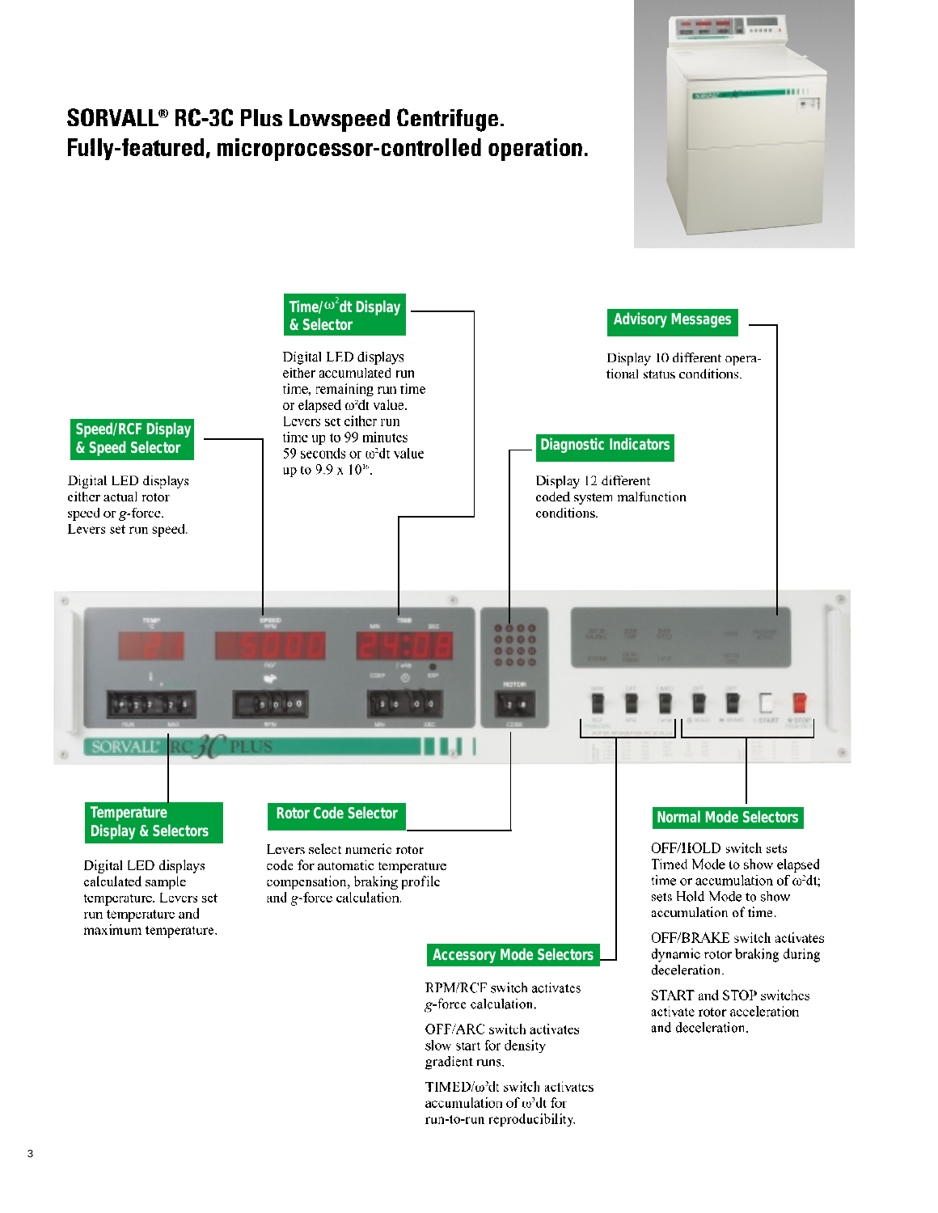# SORVALL® RC-3C Plus Lowspeed Centrifuge.
# Fully-featured, microprocessor-controlled operation.

**Time/$\omega^2$dt Display & Selector**

Digital LED displays either accumulated run time, remaining run time or elapsed $\omega^2$dt value. Levers set either run time up to 99 minutes 59 seconds or $\omega^2$dt value up to $9.9 \times 10^{16}$.

**Advisory Messages**

Display 10 different operational status conditions.

**Speed/RCF Display & Speed Selector**

Digital LED displays either actual rotor speed or *g*-force. Levers set run speed.

**Diagnostic Indicators**

Display 12 different coded system malfunction conditions.

**Temperature Display & Selectors**

Digital LED displays calculated sample temperature. Levers set run temperature and maximum temperature.

**Rotor Code Selector**

Levers select numeric rotor code for automatic temperature compensation, braking profile and *g*-force calculation.

**Normal Mode Selectors**

OFF/HOLD switch sets Timed Mode to show elapsed time or accumulation of $\omega^2$dt; sets Hold Mode to show accumulation of time.

OFF/BRAKE switch activates dynamic rotor braking during deceleration.

START and STOP switches activate rotor acceleration and deceleration.

**Accessory Mode Selectors**

RPM/RCF switch activates *g*-force calculation.

OFF/ARC switch activates slow start for density gradient runs.

TIMED/$\omega^2$dt switch activates accumulation of $\omega^2$dt for run-to-run reproducibility.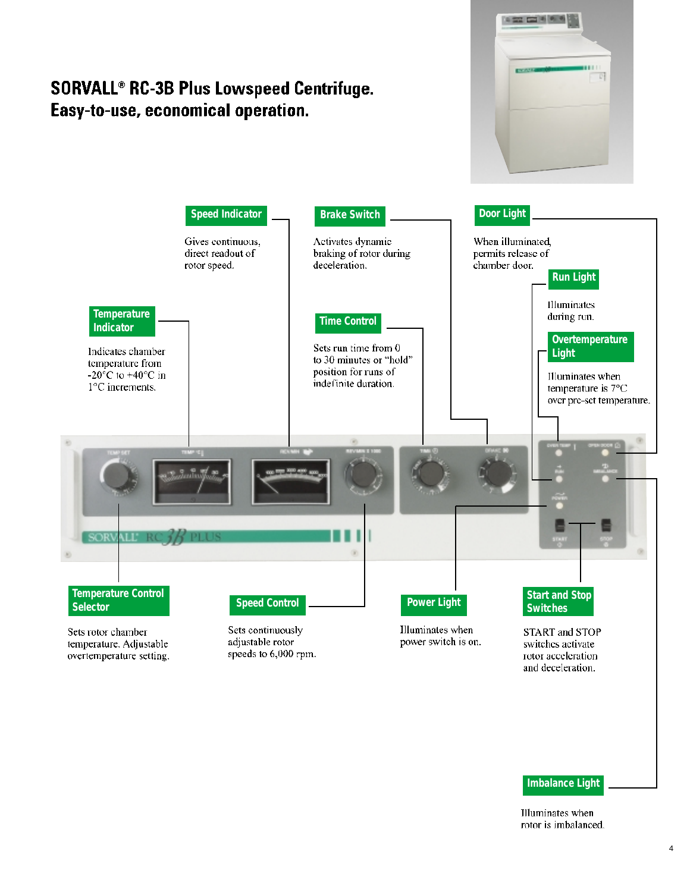# SORVALL® RC-3B Plus Lowspeed Centrifuge. Easy-to-use, economical operation.

**Speed Indicator**

Gives continuous, direct readout of rotor speed.

**Brake Switch**

Activates dynamic braking of rotor during deceleration.

**Door Light**

When illuminated, permits release of chamber door.

**Run Light**

Illuminates during run.

**Temperature Indicator**

Indicates chamber temperature from -20°C to +40°C in 1°C increments.

**Time Control**

Sets run time from 0 to 30 minutes or "hold" position for runs of indefinite duration.

**Overtemperature Light**

Illuminates when temperature is 7°C over pre-set temperature.

**Temperature Control Selector**

Sets rotor chamber temperature. Adjustable overtemperature setting.

**Speed Control**

Sets continuously adjustable rotor speeds to 6,000 rpm.

**Power Light**

Illuminates when power switch is on.

**Start and Stop Switches**

START and STOP switches activate rotor acceleration and deceleration.

**Imbalance Light**

Illuminates when rotor is imbalanced.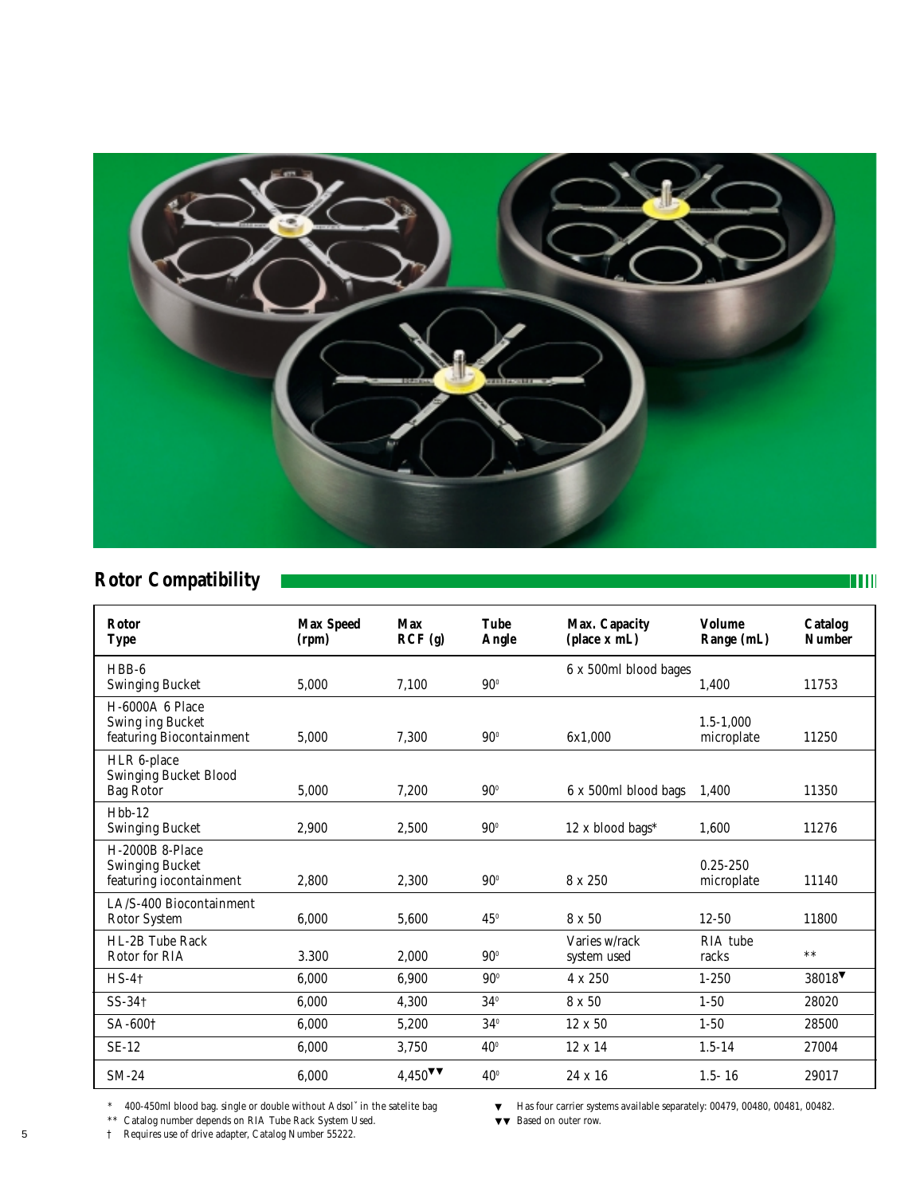## Rotor Compatibility

| Rotor Type | Max Speed (rpm) | Max RCF (g) | Tube Angle | Max. Capacity (place x mL) | Volume Range (mL) | Catalog Number |
|---|---|---|---|---|---|---|
| HBB-6 Swinging Bucket | 5,000 | 7,100 | 90° | 6 x 500ml blood bages | 1,400 | 11753 |
| H-6000A 6 Place Swing ing Bucket featuring Biocontainment | 5,000 | 7,300 | 90° | 6x1,000 | 1.5-1,000 microplate | 11250 |
| HLR 6-place Swinging Bucket Blood Bag Rotor | 5,000 | 7,200 | 90° | 6 x 500ml blood bags | 1,400 | 11350 |
| Hbb-12 Swinging Bucket | 2,900 | 2,500 | 90° | 12 x blood bags* | 1,600 | 11276 |
| H-2000B 8-Place Swinging Bucket featuring iocontainment | 2,800 | 2,300 | 90° | 8 x 250 | 0.25-250 microplate | 11140 |
| LA/S-400 Biocontainment Rotor System | 6,000 | 5,600 | 45° | 8 x 50 | 12-50 | 11800 |
| HL-2B Tube Rack Rotor for RIA | 3.300 | 2,000 | 90° | Varies w/rack system used | RIA tube racks | ** |
| HS-4† | 6,000 | 6,900 | 90° | 4 x 250 | 1-250 | 38018▼ |
| SS-34† | 6,000 | 4,300 | 34° | 8 x 50 | 1-50 | 28020 |
| SA-600† | 6,000 | 5,200 | 34° | 12 x 50 | 1-50 | 28500 |
| SE-12 | 6,000 | 3,750 | 40° | 12 x 14 | 1.5-14 | 27004 |
| SM-24 | 6,000 | 4,450▼▼ | 40° | 24 x 16 | 1.5- 16 | 29017 |

\* 400-450ml blood bag. single or double without Adsolˇ in the satelite bag

** Catalog number depends on RIA Tube Rack System Used.

† Requires use of drive adapter, Catalog Number 55222.

▼ Has four carrier systems available separately: 00479, 00480, 00481, 00482.

▼▼ Based on outer row.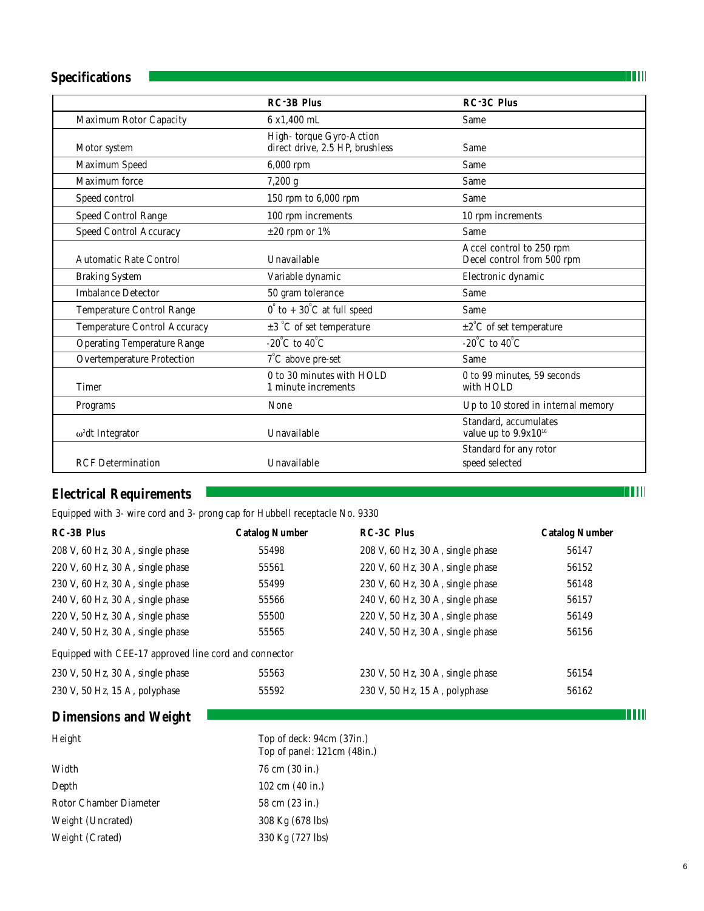## Specifications

| | RC-3B Plus | RC-3C Plus |
|---|---|---|
| Maximum Rotor Capacity | 6 x1,400 mL | Same |
| Motor system | High- torque Gyro-Action direct drive, 2.5 HP, brushless | Same |
| Maximum Speed | 6,000 rpm | Same |
| Maximum force | 7,200 g | Same |
| Speed control | 150 rpm to 6,000 rpm | Same |
| Speed Control Range | 100 rpm increments | 10 rpm increments |
| Speed Control Accuracy | ±20 rpm or 1% | Same |
| Automatic Rate Control | Unavailable | Accel control to 250 rpm Decel control from 500 rpm |
| Braking System | Variable dynamic | Electronic dynamic |
| Imbalance Detector | 50 gram tolerance | Same |
| Temperature Control Range | 0°  to + 30°C at full speed | Same |
| Temperature Control Accuracy | ±3 °C of set temperature | ±2°C of set temperature |
| Operating Temperature Range | -20°C to 40°C | -20°C to 40°C |
| Overtemperature Protection | 7°C above pre-set | Same |
| Timer | 0 to 30 minutes with HOLD 1 minute increments | 0 to 99 minutes, 59 seconds with HOLD |
| Programs | None | Up to 10 stored in internal memory |
| $\omega^2 dt$ Integrator | Unavailable | Standard, accumulates value up to $9.9 \times 10^{16}$ |
| RCF Determination | Unavailable | Standard for any rotor speed selected |

## Electrical Requirements

Equipped with 3- wire cord and 3- prong cap for Hubbell receptacle No. 9330

| RC-3B Plus | Catalog Number | RC-3C Plus | Catalog Number |
|---|---|---|---|
| 208 V, 60 Hz, 30 A, single phase | 55498 | 208 V, 60 Hz, 30 A, single phase | 56147 |
| 220 V, 60 Hz, 30 A, single phase | 55561 | 220 V, 60 Hz, 30 A, single phase | 56152 |
| 230 V, 60 Hz, 30 A, single phase | 55499 | 230 V, 60 Hz, 30 A, single phase | 56148 |
| 240 V, 60 Hz, 30 A, single phase | 55566 | 240 V, 60 Hz, 30 A, single phase | 56157 |
| 220 V, 50 Hz, 30 A, single phase | 55500 | 220 V, 50 Hz, 30 A, single phase | 56149 |
| 240 V, 50 Hz, 30 A, single phase | 55565 | 240 V, 50 Hz, 30 A, single phase | 56156 |

Equipped with CEE-17 approved line cord and connector

| RC-3B Plus | Catalog Number | RC-3C Plus | Catalog Number |
|---|---|---|---|
| 230 V, 50 Hz, 30 A, single phase | 55563 | 230 V, 50 Hz, 30 A, single phase | 56154 |
| 230 V, 50 Hz, 15 A, polyphase | 55592 | 230 V, 50 Hz, 15 A, polyphase | 56162 |

## Dimensions and Weight

| | |
|---|---|
| Height | Top of deck: 94cm (37in.) Top of panel: 121cm (48in.) |
| Width | 76 cm (30 in.) |
| Depth | 102 cm (40 in.) |
| Rotor Chamber Diameter | 58 cm (23 in.) |
| Weight (Uncrated) | 308 Kg (678 lbs) |
| Weight (Crated) | 330 Kg (727 lbs) |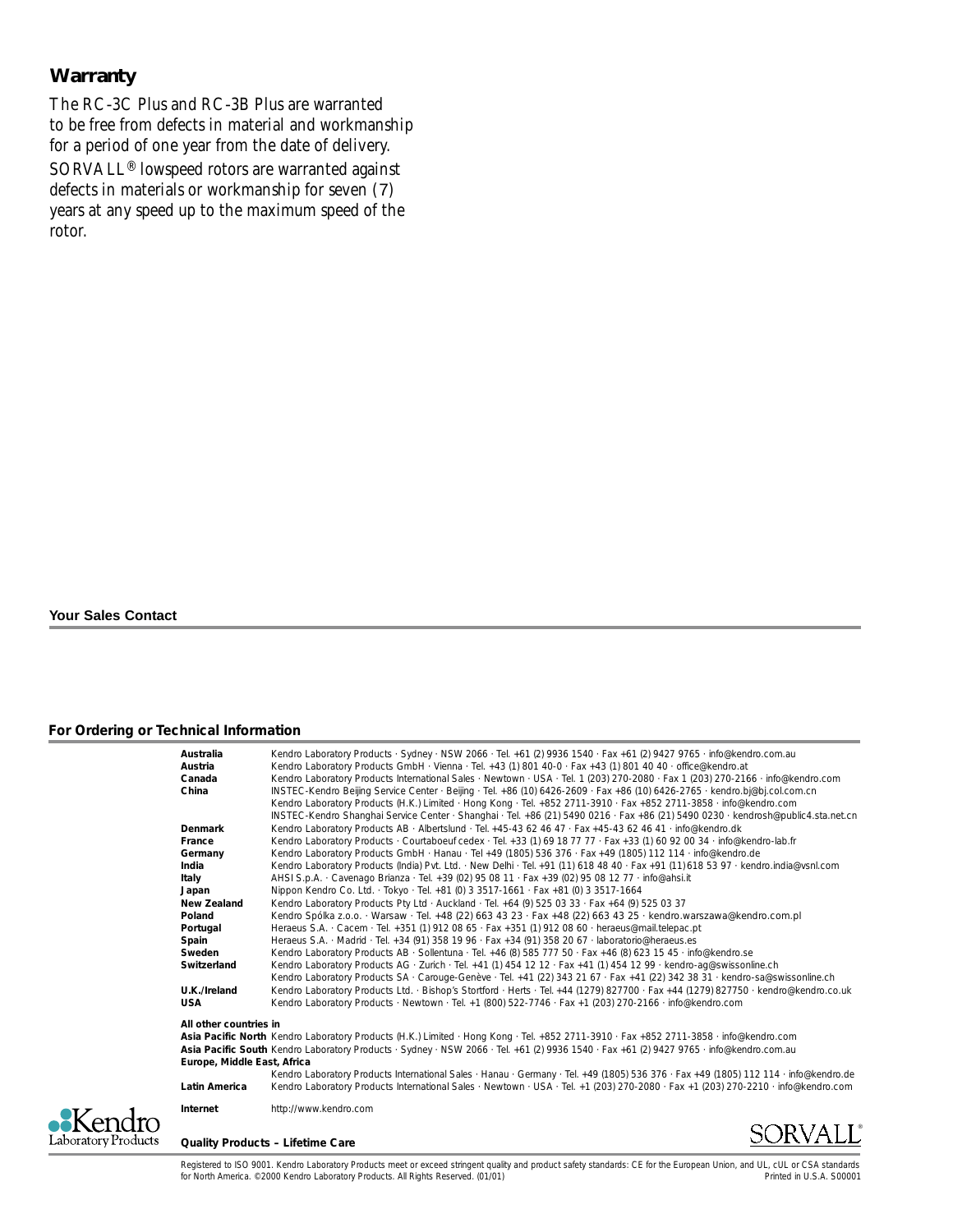## Warranty

The RC-3C Plus and RC-3B Plus are warranted to be free from defects in material and workmanship for a period of one year from the date of delivery.

SORVALL® lowspeed rotors are warranted against defects in materials or workmanship for seven (7) years at any speed up to the maximum speed of the rotor.

**Your Sales Contact**

**For Ordering or Technical Information**

| | |
|---|---|
| **Australia** | Kendro Laboratory Products · Sydney · NSW 2066 · Tel. +61 (2) 9936 1540 · Fax +61 (2) 9427 9765 · info@kendro.com.au |
| **Austria** | Kendro Laboratory Products GmbH · Vienna · Tel. +43 (1) 801 40-0 · Fax +43 (1) 801 40 40 · office@kendro.at |
| **Canada** | Kendro Laboratory Products International Sales · Newtown · USA · Tel. 1 (203) 270-2080 · Fax 1 (203) 270-2166 · info@kendro.com |
| **China** | INSTEC-Kendro Beijing Service Center · Beijing · Tel. +86 (10) 6426-2609 · Fax +86 (10) 6426-2765 · kendro.bj@bj.col.com.cn |
| | Kendro Laboratory Products (H.K.) Limited · Hong Kong · Tel. +852 2711-3910 · Fax +852 2711-3858 · info@kendro.com |
| | INSTEC-Kendro Shanghai Service Center · Shanghai · Tel. +86 (21) 5490 0216 · Fax +86 (21) 5490 0230 · kendrosh@public4.sta.net.cn |
| **Denmark** | Kendro Laboratory Products AB · Albertslund · Tel. +45-43 62 46 47 · Fax +45-43 62 46 41 · info@kendro.dk |
| **France** | Kendro Laboratory Products · Courtaboeuf cedex · Tel. +33 (1) 69 18 77 77 · Fax +33 (1) 60 92 00 34 · info@kendro-lab.fr |
| **Germany** | Kendro Laboratory Products GmbH · Hanau · Tel +49 (1805) 536 376 · Fax +49 (1805) 112 114 · info@kendro.de |
| **India** | Kendro Laboratory Products (India) Pvt. Ltd. · New Delhi · Tel. +91 (11) 618 48 40 · Fax +91 (11) 618 53 97 · kendro.india@vsnl.com |
| **Italy** | AHSI S.p.A. · Cavenago Brianza · Tel. +39 (02) 95 08 11 · Fax +39 (02) 95 08 12 77 · info@ahsi.it |
| **Japan** | Nippon Kendro Co. Ltd. · Tokyo · Tel. +81 (0) 3 3517-1661 · Fax +81 (0) 3 3517-1664 |
| **New Zealand** | Kendro Laboratory Products Pty Ltd · Auckland · Tel. +64 (9) 525 03 33 · Fax +64 (9) 525 03 37 |
| **Poland** | Kendro Spólka z.o.o. · Warsaw · Tel. +48 (22) 663 43 23 · Fax +48 (22) 663 43 25 · kendro.warszawa@kendro.com.pl |
| **Portugal** | Heraeus S.A. · Cacem · Tel. +351 (1) 912 08 65 · Fax +351 (1) 912 08 60 · heraeus@mail.telepac.pt |
| **Spain** | Heraeus S.A. · Madrid · Tel. +34 (91) 358 19 96 · Fax +34 (91) 358 20 67 · laboratorio@heraeus.es |
| **Sweden** | Kendro Laboratory Products AB · Sollentuna · Tel. +46 (8) 585 777 50 · Fax +46 (8) 623 15 45 · info@kendro.se |
| **Switzerland** | Kendro Laboratory Products AG · Zurich · Tel. +41 (1) 454 12 12 · Fax +41 (1) 454 12 99 · kendro-ag@swissonline.ch |
| | Kendro Laboratory Products SA · Carouge-Genève · Tel. +41 (22) 343 21 67 · Fax +41 (22) 342 38 31 · kendro-sa@swissonline.ch |
| **U.K./Ireland** | Kendro Laboratory Products Ltd. · Bishop's Stortford · Herts · Tel. +44 (1279) 827700 · Fax +44 (1279) 827750 · kendro@kendro.co.uk |
| **USA** | Kendro Laboratory Products · Newtown · Tel. +1 (800) 522-7746 · Fax +1 (203) 270-2166 · info@kendro.com |

**All other countries in**

**Asia Pacific North** Kendro Laboratory Products (H.K.) Limited · Hong Kong · Tel. +852 2711-3910 · Fax +852 2711-3858 · info@kendro.com

**Asia Pacific South** Kendro Laboratory Products · Sydney · NSW 2066 · Tel. +61 (2) 9936 1540 · Fax +61 (2) 9427 9765 · info@kendro.com.au

**Europe, Middle East, Africa**
Kendro Laboratory Products International Sales · Hanau · Germany · Tel. +49 (1805) 536 376 · Fax +49 (1805) 112 114 · info@kendro.de

**Latin America** Kendro Laboratory Products International Sales · Newtown · USA · Tel. +1 (203) 270-2080 · Fax +1 (203) 270-2210 · info@kendro.com

**Internet** http://www.kendro.com

Kendro Laboratory Products

***Quality Products – Lifetime Care***

SORVALL®

Registered to ISO 9001. Kendro Laboratory Products meet or exceed stringent quality and product safety standards: CE for the European Union, and UL, cUL or CSA standards for North America. ©2000 Kendro Laboratory Products. All Rights Reserved. (01/01)

Printed in U.S.A. S00001